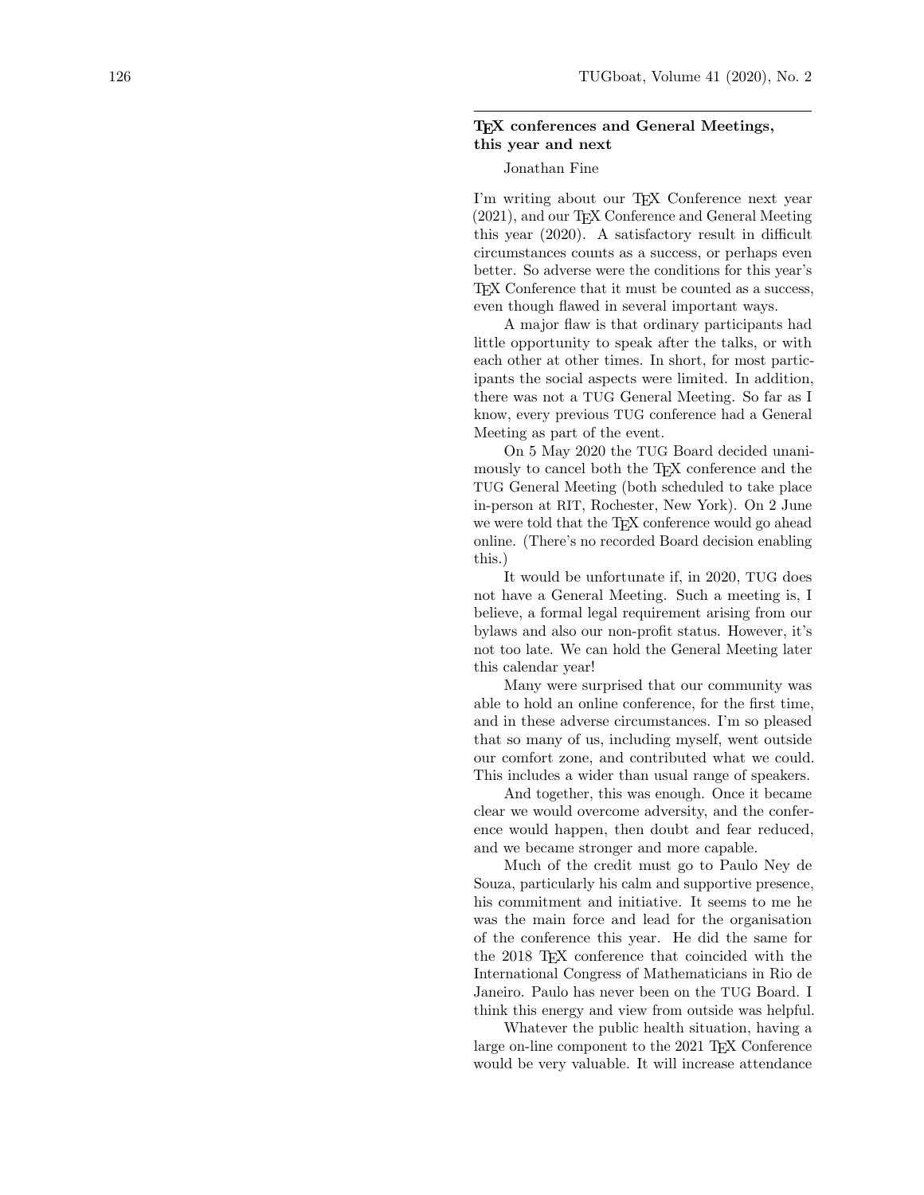## TeX conferences and General Meetings, this year and next

Jonathan Fine

I'm writing about our TeX Conference next year (2021), and our TeX Conference and General Meeting this year (2020). A satisfactory result in difficult circumstances counts as a success, or perhaps even better. So adverse were the conditions for this year's TeX Conference that it must be counted as a success, even though flawed in several important ways.

A major flaw is that ordinary participants had little opportunity to speak after the talks, or with each other at other times. In short, for most participants the social aspects were limited. In addition, there was not a TUG General Meeting. So far as I know, every previous TUG conference had a General Meeting as part of the event.

On 5 May 2020 the TUG Board decided unanimously to cancel both the TeX conference and the TUG General Meeting (both scheduled to take place in-person at RIT, Rochester, New York). On 2 June we were told that the TeX conference would go ahead online. (There's no recorded Board decision enabling this.)

It would be unfortunate if, in 2020, TUG does not have a General Meeting. Such a meeting is, I believe, a formal legal requirement arising from our bylaws and also our non-profit status. However, it's not too late. We can hold the General Meeting later this calendar year!

Many were surprised that our community was able to hold an online conference, for the first time, and in these adverse circumstances. I'm so pleased that so many of us, including myself, went outside our comfort zone, and contributed what we could. This includes a wider than usual range of speakers.

And together, this was enough. Once it became clear we would overcome adversity, and the conference would happen, then doubt and fear reduced, and we became stronger and more capable.

Much of the credit must go to Paulo Ney de Souza, particularly his calm and supportive presence, his commitment and initiative. It seems to me he was the main force and lead for the organisation of the conference this year. He did the same for the 2018 TeX conference that coincided with the International Congress of Mathematicians in Rio de Janeiro. Paulo has never been on the TUG Board. I think this energy and view from outside was helpful.

Whatever the public health situation, having a large on-line component to the 2021 TeX Conference would be very valuable. It will increase attendance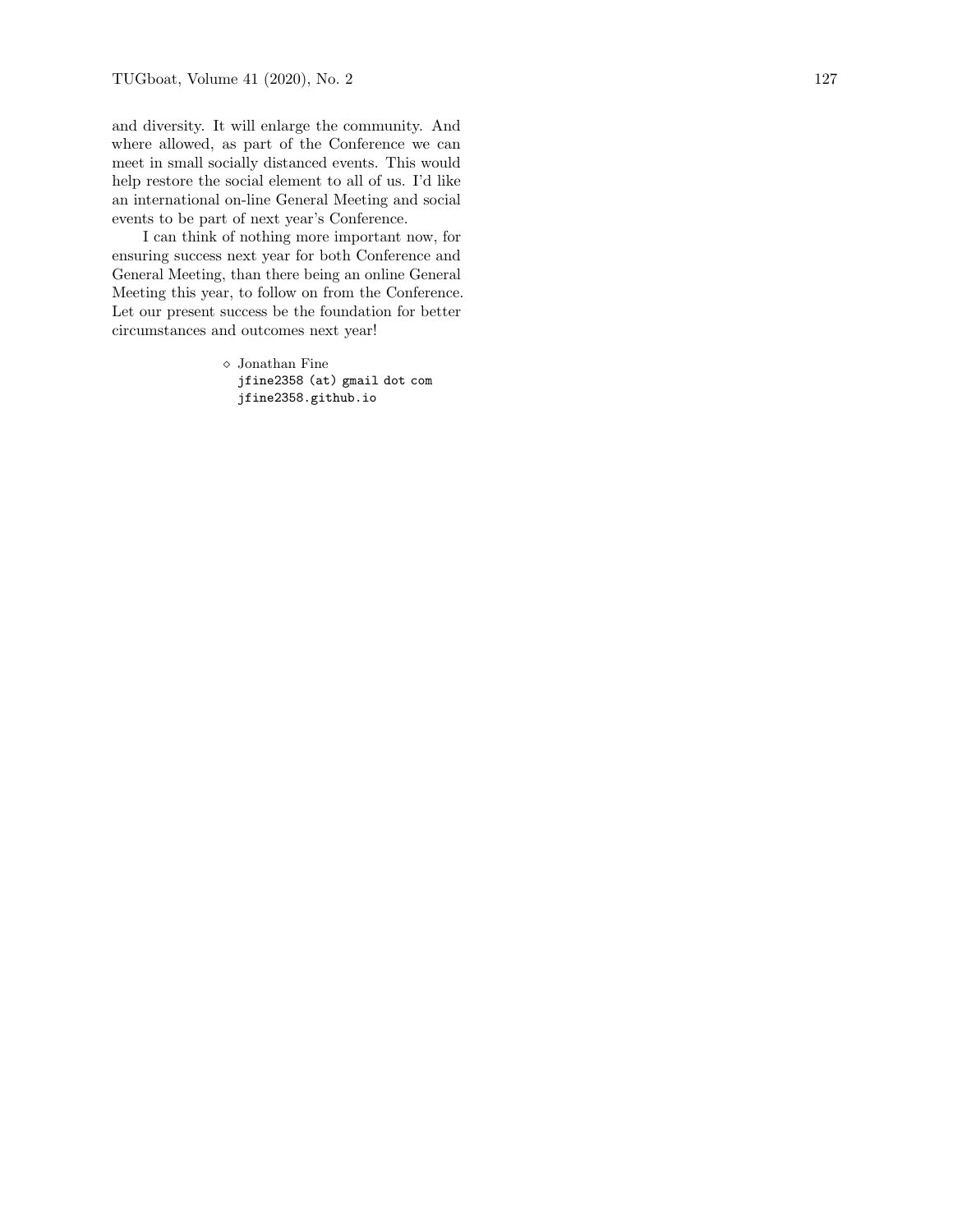and diversity. It will enlarge the community. And where allowed, as part of the Conference we can meet in small socially distanced events. This would help restore the social element to all of us. I'd like an international on-line General Meeting and social events to be part of next year's Conference.

I can think of nothing more important now, for ensuring success next year for both Conference and General Meeting, than there being an online General Meeting this year, to follow on from the Conference. Let our present success be the foundation for better circumstances and outcomes next year!

◇ Jonathan Fine  
`jfine2358 (at) gmail dot com`  
`jfine2358.github.io`